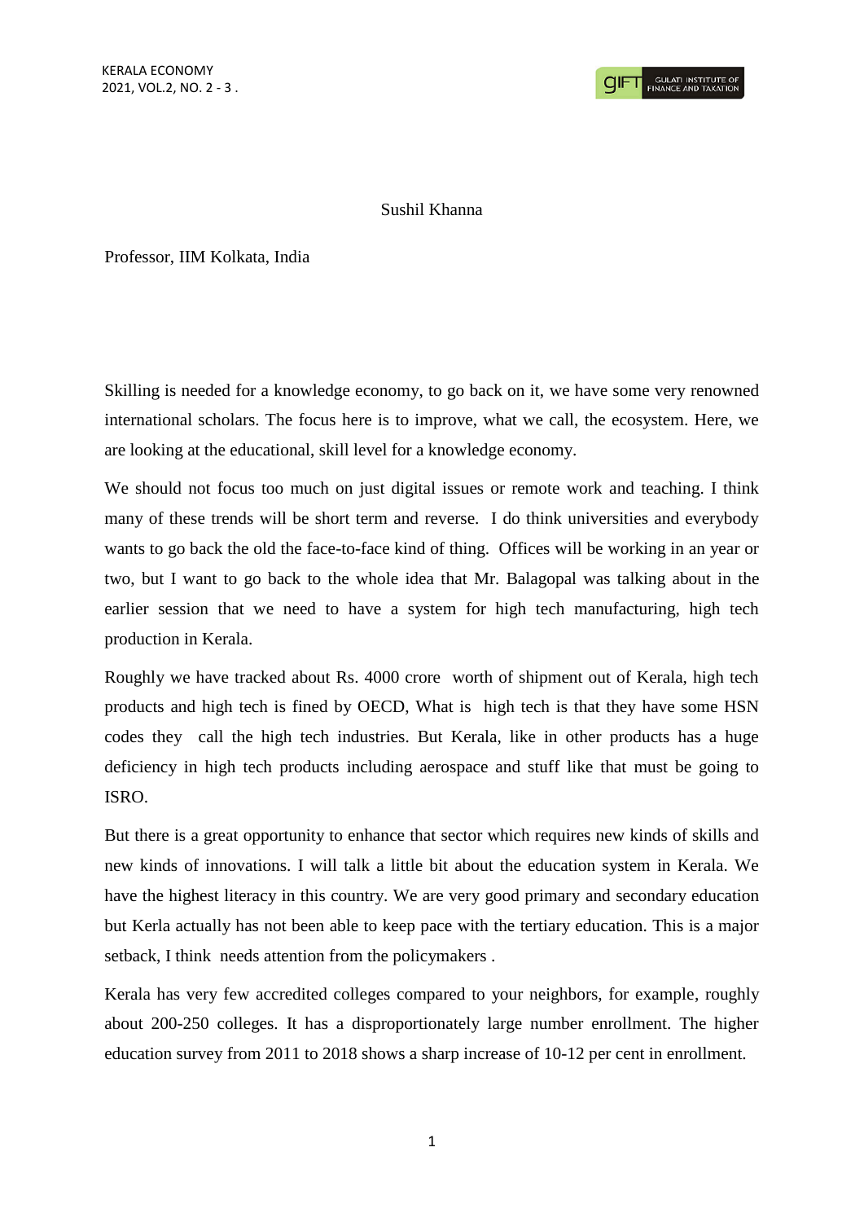Sushil Khanna

Professor, IIM Kolkata, India

Skilling is needed for a knowledge economy, to go back on it, we have some very renowned international scholars. The focus here is to improve, what we call, the ecosystem. Here, we are looking at the educational, skill level for a knowledge economy.

We should not focus too much on just digital issues or remote work and teaching. I think many of these trends will be short term and reverse. I do think universities and everybody wants to go back the old the face-to-face kind of thing. Offices will be working in an year or two, but I want to go back to the whole idea that Mr. Balagopal was talking about in the earlier session that we need to have a system for high tech manufacturing, high tech production in Kerala.

Roughly we have tracked about Rs. 4000 crore worth of shipment out of Kerala, high tech products and high tech is fined by OECD, What is high tech is that they have some HSN codes they call the high tech industries. But Kerala, like in other products has a huge deficiency in high tech products including aerospace and stuff like that must be going to ISRO.

But there is a great opportunity to enhance that sector which requires new kinds of skills and new kinds of innovations. I will talk a little bit about the education system in Kerala. We have the highest literacy in this country. We are very good primary and secondary education but Kerla actually has not been able to keep pace with the tertiary education. This is a major setback, I think needs attention from the policymakers .

Kerala has very few accredited colleges compared to your neighbors, for example, roughly about 200-250 colleges. It has a disproportionately large number enrollment. The higher education survey from 2011 to 2018 shows a sharp increase of 10-12 per cent in enrollment.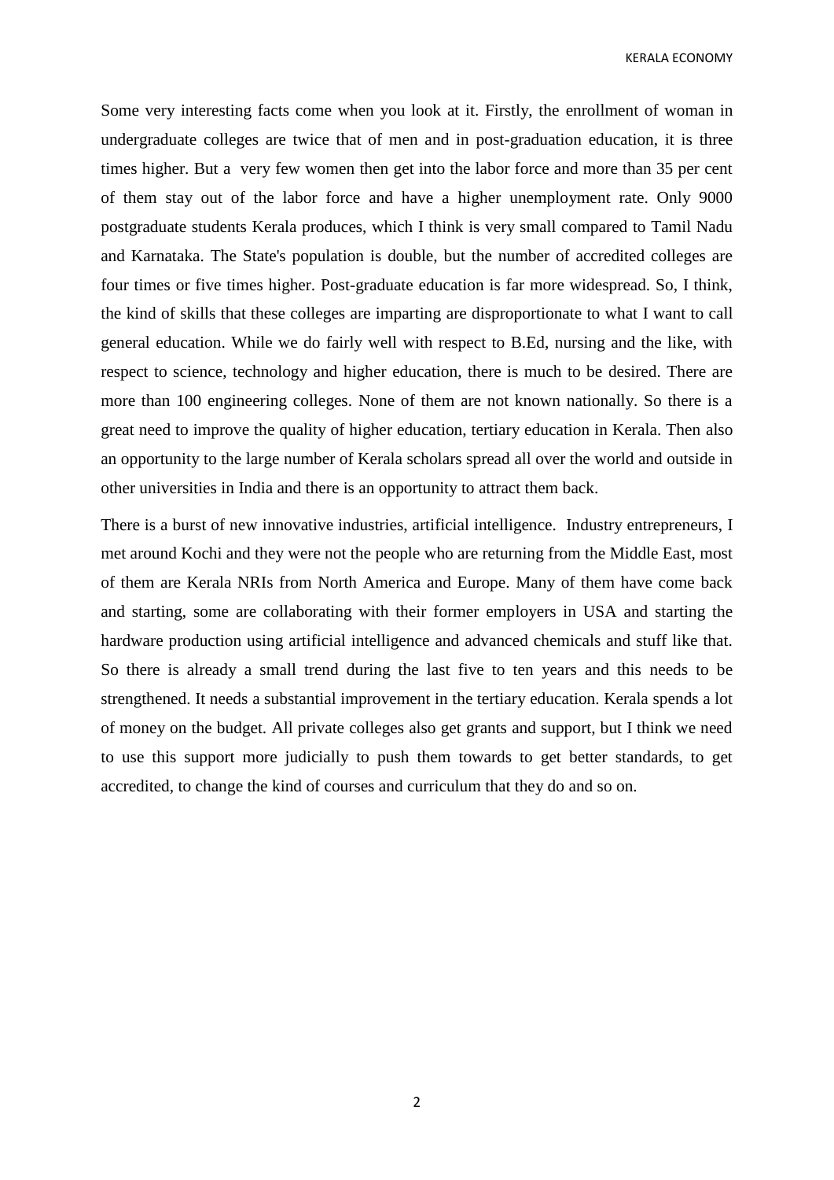Some very interesting facts come when you look at it. Firstly, the enrollment of woman in undergraduate colleges are twice that of men and in post-graduation education, it is three times higher. But a very few women then get into the labor force and more than 35 per cent of them stay out of the labor force and have a higher unemployment rate. Only 9000 postgraduate students Kerala produces, which I think is very small compared to Tamil Nadu and Karnataka. The State's population is double, but the number of accredited colleges are four times or five times higher. Post-graduate education is far more widespread. So, I think, the kind of skills that these colleges are imparting are disproportionate to what I want to call general education. While we do fairly well with respect to B.Ed, nursing and the like, with respect to science, technology and higher education, there is much to be desired. There are more than 100 engineering colleges. None of them are not known nationally. So there is a great need to improve the quality of higher education, tertiary education in Kerala. Then also an opportunity to the large number of Kerala scholars spread all over the world and outside in other universities in India and there is an opportunity to attract them back.

There is a burst of new innovative industries, artificial intelligence. Industry entrepreneurs, I met around Kochi and they were not the people who are returning from the Middle East, most of them are Kerala NRIs from North America and Europe. Many of them have come back and starting, some are collaborating with their former employers in USA and starting the hardware production using artificial intelligence and advanced chemicals and stuff like that. So there is already a small trend during the last five to ten years and this needs to be strengthened. It needs a substantial improvement in the tertiary education. Kerala spends a lot of money on the budget. All private colleges also get grants and support, but I think we need to use this support more judicially to push them towards to get better standards, to get accredited, to change the kind of courses and curriculum that they do and so on.